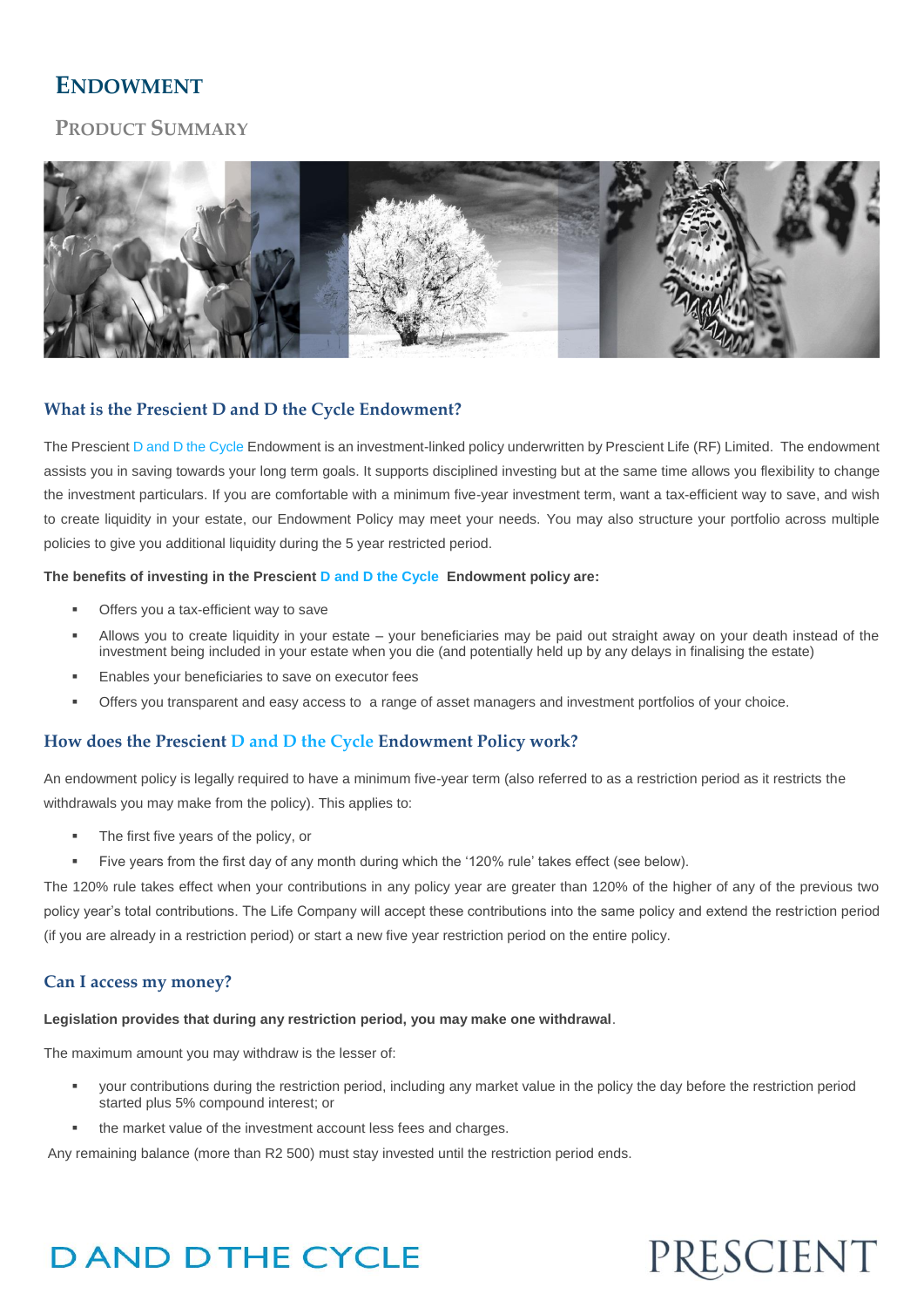# ENDOWMENT

## PRODUCT SUMMARY

### What is the Prescient D and D the Cycle Endowment?

The Prescient D and D the Cycle Endowment is an investment-linked policy underwritten by Prescient Life (RF) Limited. The endowment assists you in saving towards your long term goals. It supports disciplined investing but at the same time allows you flexibility to change the investment particulars. If you are comfortable with a minimum five-year investment term, want a tax-efficient way to save, and wish to create liquidity in your estate, our Endowment Policy may meet your needs. You may also structure your portfolio across multiple policies to give you additional liquidity during the 5 year restricted period.

**The benefits of investing in the Prescient D and D the Cycle Endowment policy are:**

- Offers you a tax-efficient way to save
- Allows you to create liquidity in your estate – your beneficiaries may be paid out straight away on your death instead of the investment being included in your estate when you die (and potentially held up by any delays in finalising the estate)
- Enables your beneficiaries to save on executor fees
- Offers you transparent and easy access to a range of asset managers and investment portfolios of your choice.

### How does the Prescient D and D the Cycle Endowment Policy work?

An endowment policy is legally required to have a minimum five-year term (also referred to as a restriction period as it restricts the withdrawals you may make from the policy). This applies to:

- The first five years of the policy, or
- Five years from the first day of any month during which the '120% rule' takes effect (see below).

The 120% rule takes effect when your contributions in any policy year are greater than 120% of the higher of any of the previous two policy year's total contributions. The Life Company will accept these contributions into the same policy and extend the restriction period (if you are already in a restriction period) or start a new five year restriction period on the entire policy.

### Can I access my money?

**Legislation provides that during any restriction period, you may make one withdrawal**.

The maximum amount you may withdraw is the lesser of:

- your contributions during the restriction period, including any market value in the policy the day before the restriction period started plus 5% compound interest; or
- the market value of the investment account less fees and charges.

Any remaining balance (more than R2 500) must stay invested until the restriction period ends.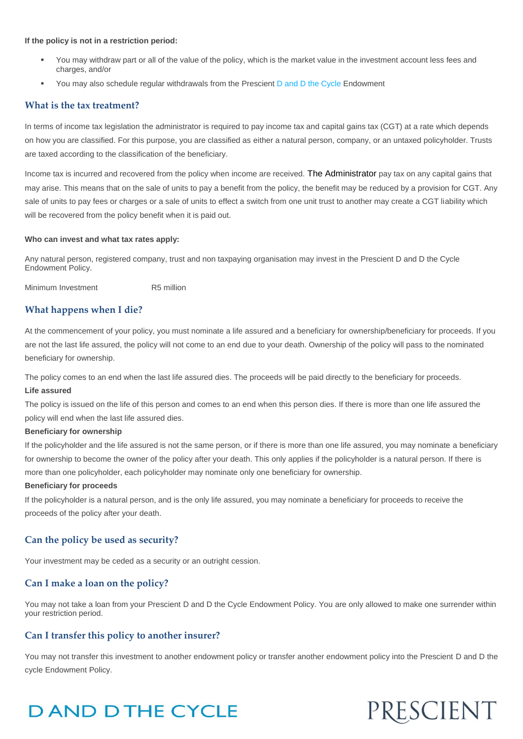**If the policy is not in a restriction period:**

- You may withdraw part or all of the value of the policy, which is the market value in the investment account less fees and charges, and/or
- You may also schedule regular withdrawals from the Prescient D and D the Cycle Endowment

## What is the tax treatment?

In terms of income tax legislation the administrator is required to pay income tax and capital gains tax (CGT) at a rate which depends on how you are classified. For this purpose, you are classified as either a natural person, company, or an untaxed policyholder. Trusts are taxed according to the classification of the beneficiary.

Income tax is incurred and recovered from the policy when income are received. The Administrator pay tax on any capital gains that may arise. This means that on the sale of units to pay a benefit from the policy, the benefit may be reduced by a provision for CGT. Any sale of units to pay fees or charges or a sale of units to effect a switch from one unit trust to another may create a CGT liability which will be recovered from the policy benefit when it is paid out.

**Who can invest and what tax rates apply:**

Any natural person, registered company, trust and non taxpaying organisation may invest in the Prescient D and D the Cycle Endowment Policy.

| Minimum Investment | R5 million |
|---|---|

## What happens when I die?

At the commencement of your policy, you must nominate a life assured and a beneficiary for ownership/beneficiary for proceeds. If you are not the last life assured, the policy will not come to an end due to your death. Ownership of the policy will pass to the nominated beneficiary for ownership.

The policy comes to an end when the last life assured dies. The proceeds will be paid directly to the beneficiary for proceeds.

**Life assured**

The policy is issued on the life of this person and comes to an end when this person dies. If there is more than one life assured the policy will end when the last life assured dies.

**Beneficiary for ownership**

If the policyholder and the life assured is not the same person, or if there is more than one life assured, you may nominate a beneficiary for ownership to become the owner of the policy after your death. This only applies if the policyholder is a natural person. If there is more than one policyholder, each policyholder may nominate only one beneficiary for ownership.

**Beneficiary for proceeds**

If the policyholder is a natural person, and is the only life assured, you may nominate a beneficiary for proceeds to receive the proceeds of the policy after your death.

## Can the policy be used as security?

Your investment may be ceded as a security or an outright cession.

## Can I make a loan on the policy?

You may not take a loan from your Prescient D and D the Cycle Endowment Policy. You are only allowed to make one surrender within your restriction period.

## Can I transfer this policy to another insurer?

You may not transfer this investment to another endowment policy or transfer another endowment policy into the Prescient D and D the cycle Endowment Policy.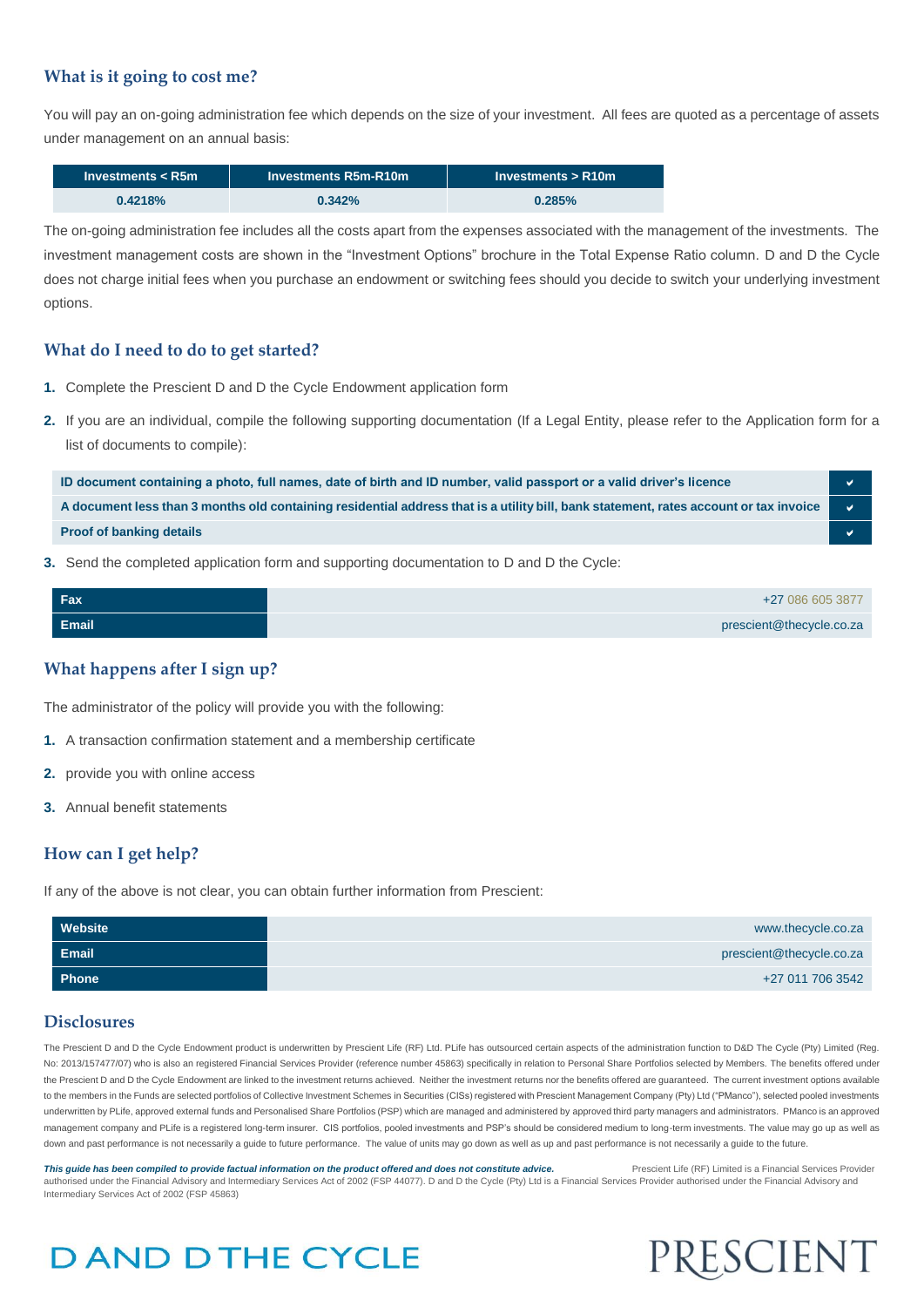## What is it going to cost me?

You will pay an on-going administration fee which depends on the size of your investment. All fees are quoted as a percentage of assets under management on an annual basis:

| Investments < R5m | Investments R5m-R10m | Investments > R10m |
|---|---|---|
| 0.4218% | 0.342% | 0.285% |

The on-going administration fee includes all the costs apart from the expenses associated with the management of the investments. The investment management costs are shown in the "Investment Options" brochure in the Total Expense Ratio column. D and D the Cycle does not charge initial fees when you purchase an endowment or switching fees should you decide to switch your underlying investment options.

## What do I need to do to get started?

1. Complete the Prescient D and D the Cycle Endowment application form
2. If you are an individual, compile the following supporting documentation (If a Legal Entity, please refer to the Application form for a list of documents to compile):

| | |
|---|---|
| ID document containing a photo, full names, date of birth and ID number, valid passport or a valid driver's licence | ✔ |
| A document less than 3 months old containing residential address that is a utility bill, bank statement, rates account or tax invoice | ✔ |
| Proof of banking details | ✔ |

3. Send the completed application form and supporting documentation to D and D the Cycle:

| | |
|---|---|
| Fax | +27 086 605 3877 |
| Email | prescient@thecycle.co.za |

## What happens after I sign up?

The administrator of the policy will provide you with the following:

1. A transaction confirmation statement and a membership certificate
2. provide you with online access
3. Annual benefit statements

## How can I get help?

If any of the above is not clear, you can obtain further information from Prescient:

| | |
|---|---|
| Website | www.thecycle.co.za |
| Email | prescient@thecycle.co.za |
| Phone | +27 011 706 3542 |

## Disclosures

The Prescient D and D the Cycle Endowment product is underwritten by Prescient Life (RF) Ltd. PLife has outsourced certain aspects of the administration function to D&D The Cycle (Pty) Limited (Reg. No: 2013/157477/07) who is also an registered Financial Services Provider (reference number 45863) specifically in relation to Personal Share Portfolios selected by Members. The benefits offered under the Prescient D and D the Cycle Endowment are linked to the investment returns achieved. Neither the investment returns nor the benefits offered are guaranteed. The current investment options available to the members in the Funds are selected portfolios of Collective Investment Schemes in Securities (CISs) registered with Prescient Management Company (Pty) Ltd ("PManco"), selected pooled investments underwritten by PLife, approved external funds and Personalised Share Portfolios (PSP) which are managed and administered by approved third party managers and administrators. PManco is an approved management company and PLife is a registered long-term insurer. CIS portfolios, pooled investments and PSP's should be considered medium to long-term investments. The value may go up as well as down and past performance is not necessarily a guide to future performance. The value of units may go down as well as up and past performance is not necessarily a guide to the future.

***This guide has been compiled to provide factual information on the product offered and does not constitute advice.*** Prescient Life (RF) Limited is a Financial Services Provider authorised under the Financial Advisory and Intermediary Services Act of 2002 (FSP 44077). D and D the Cycle (Pty) Ltd is a Financial Services Provider authorised under the Financial Advisory and Intermediary Services Act of 2002 (FSP 45863)

D AND D THE CYCLE

PRESCIENT